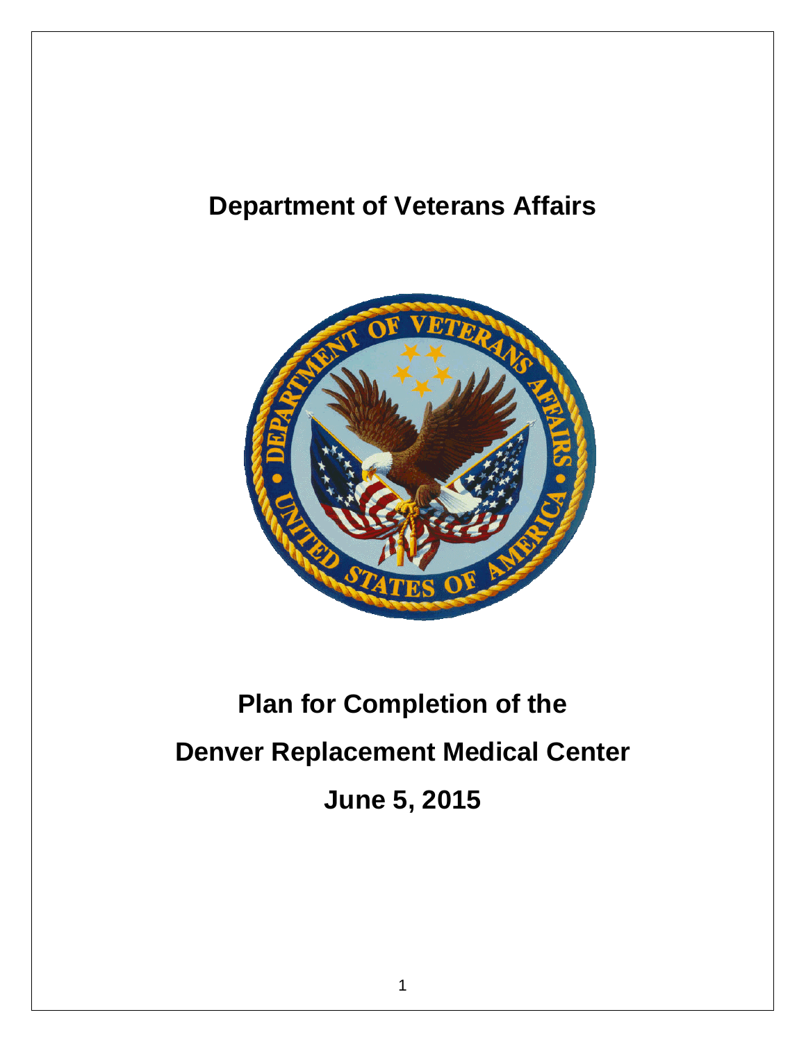# Department of Veterans Affairs

# Plan for Completion of the

# Denver Replacement Medical Center

## June 5, 2015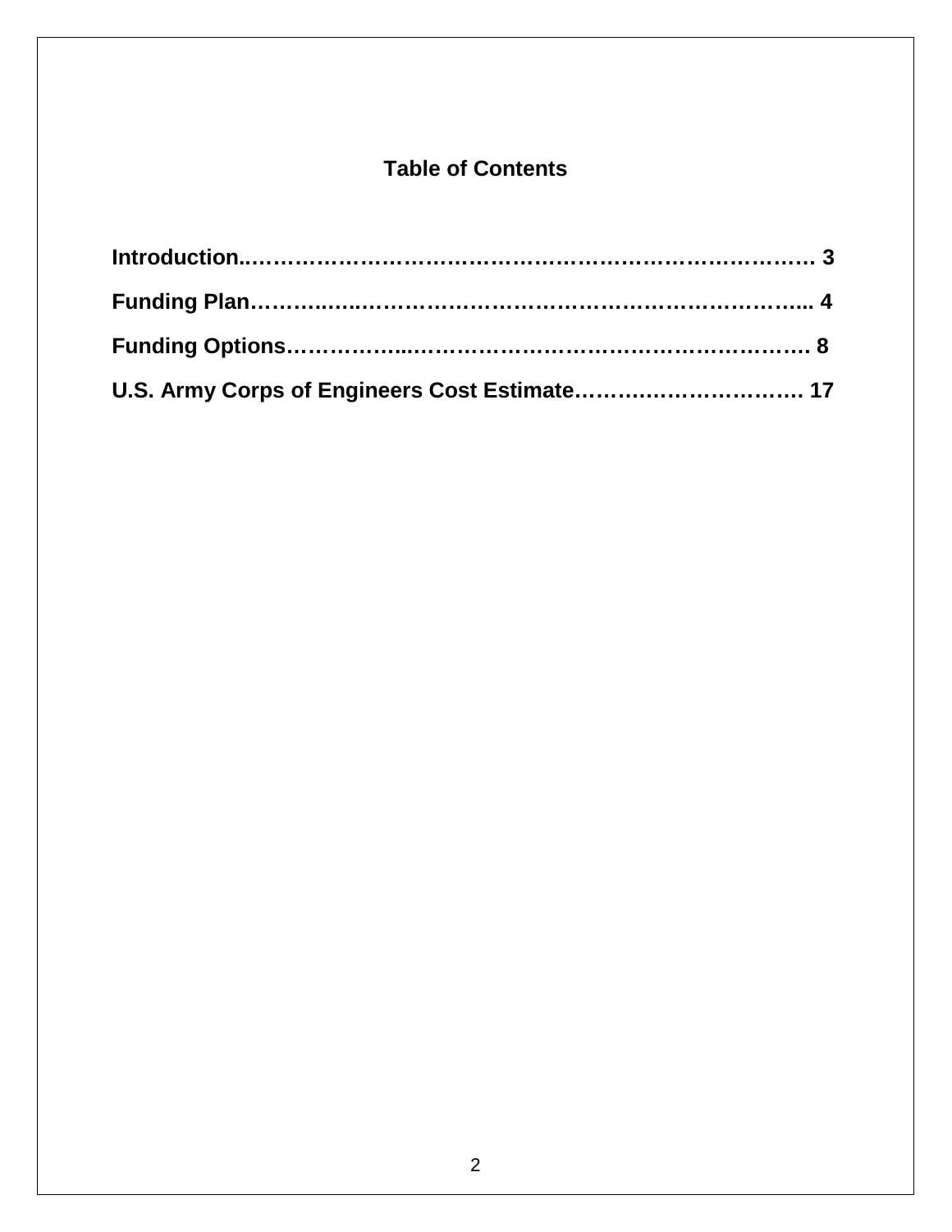## Table of Contents

**Introduction........................................................................... 3**

**Funding Plan........................................................................... 4**

**Funding Options...................................................................... 8**

**U.S. Army Corps of Engineers Cost Estimate.............................. 17**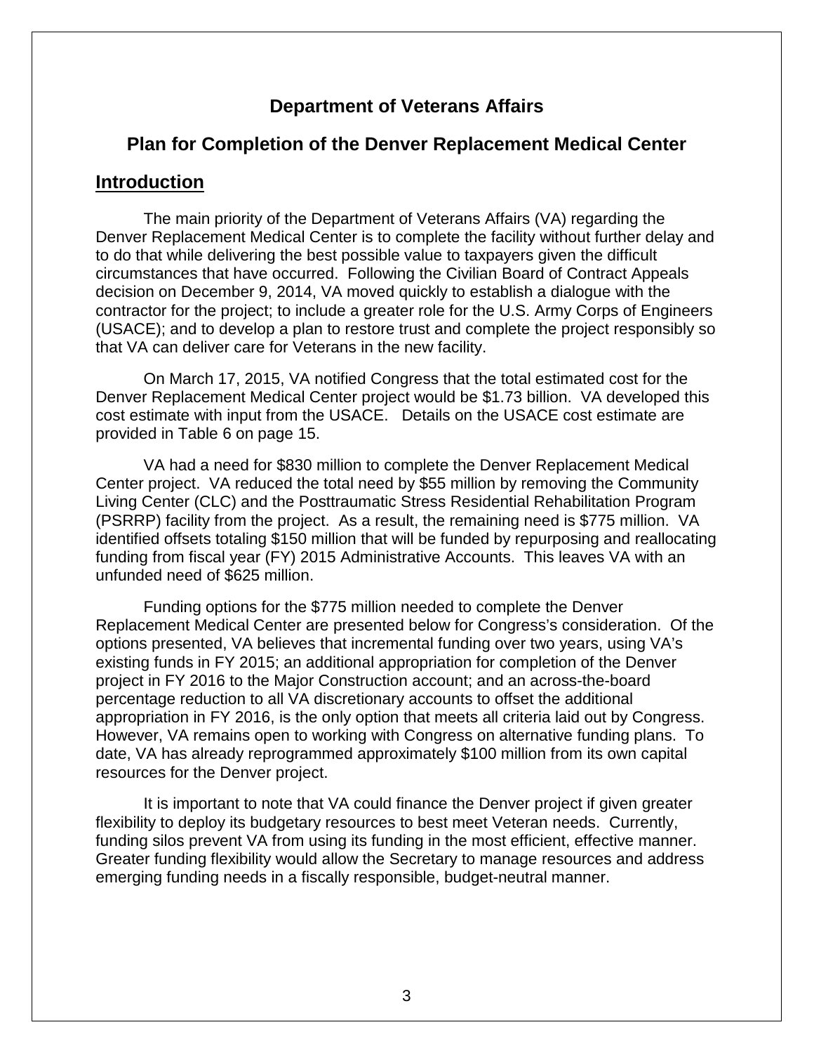# Department of Veterans Affairs

## Plan for Completion of the Denver Replacement Medical Center

## Introduction

The main priority of the Department of Veterans Affairs (VA) regarding the Denver Replacement Medical Center is to complete the facility without further delay and to do that while delivering the best possible value to taxpayers given the difficult circumstances that have occurred. Following the Civilian Board of Contract Appeals decision on December 9, 2014, VA moved quickly to establish a dialogue with the contractor for the project; to include a greater role for the U.S. Army Corps of Engineers (USACE); and to develop a plan to restore trust and complete the project responsibly so that VA can deliver care for Veterans in the new facility.

On March 17, 2015, VA notified Congress that the total estimated cost for the Denver Replacement Medical Center project would be $1.73 billion. VA developed this cost estimate with input from the USACE. Details on the USACE cost estimate are provided in Table 6 on page 15.

VA had a need for $830 million to complete the Denver Replacement Medical Center project. VA reduced the total need by $55 million by removing the Community Living Center (CLC) and the Posttraumatic Stress Residential Rehabilitation Program (PSRRP) facility from the project. As a result, the remaining need is $775 million. VA identified offsets totaling $150 million that will be funded by repurposing and reallocating funding from fiscal year (FY) 2015 Administrative Accounts. This leaves VA with an unfunded need of $625 million.

Funding options for the $775 million needed to complete the Denver Replacement Medical Center are presented below for Congress's consideration. Of the options presented, VA believes that incremental funding over two years, using VA's existing funds in FY 2015; an additional appropriation for completion of the Denver project in FY 2016 to the Major Construction account; and an across-the-board percentage reduction to all VA discretionary accounts to offset the additional appropriation in FY 2016, is the only option that meets all criteria laid out by Congress. However, VA remains open to working with Congress on alternative funding plans. To date, VA has already reprogrammed approximately $100 million from its own capital resources for the Denver project.

It is important to note that VA could finance the Denver project if given greater flexibility to deploy its budgetary resources to best meet Veteran needs. Currently, funding silos prevent VA from using its funding in the most efficient, effective manner. Greater funding flexibility would allow the Secretary to manage resources and address emerging funding needs in a fiscally responsible, budget-neutral manner.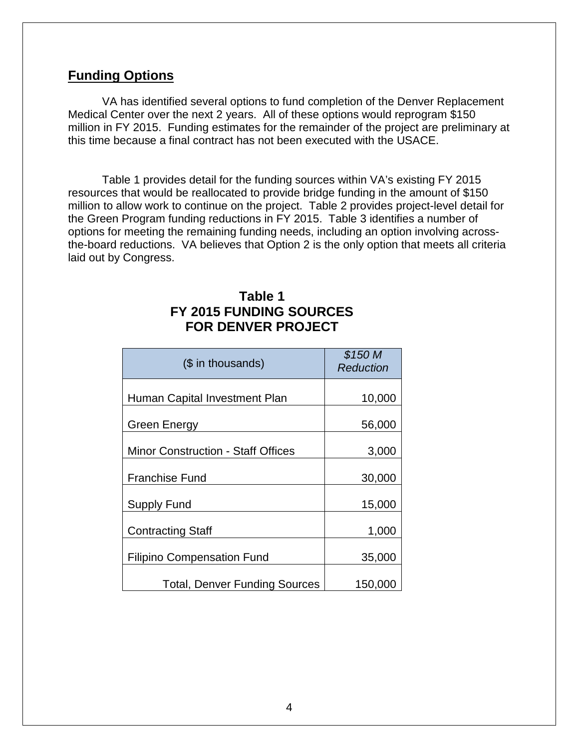## Funding Options

VA has identified several options to fund completion of the Denver Replacement Medical Center over the next 2 years. All of these options would reprogram $150 million in FY 2015. Funding estimates for the remainder of the project are preliminary at this time because a final contract has not been executed with the USACE.

Table 1 provides detail for the funding sources within VA's existing FY 2015 resources that would be reallocated to provide bridge funding in the amount of $150 million to allow work to continue on the project. Table 2 provides project-level detail for the Green Program funding reductions in FY 2015. Table 3 identifies a number of options for meeting the remaining funding needs, including an option involving across-the-board reductions. VA believes that Option 2 is the only option that meets all criteria laid out by Congress.

**Table 1**
**FY 2015 FUNDING SOURCES**
**FOR DENVER PROJECT**

| ($ in thousands) | *$150 M Reduction* |
|---|---:|
| Human Capital Investment Plan | 10,000 |
| Green Energy | 56,000 |
| Minor Construction - Staff Offices | 3,000 |
| Franchise Fund | 30,000 |
| Supply Fund | 15,000 |
| Contracting Staff | 1,000 |
| Filipino Compensation Fund | 35,000 |
| Total, Denver Funding Sources | 150,000 |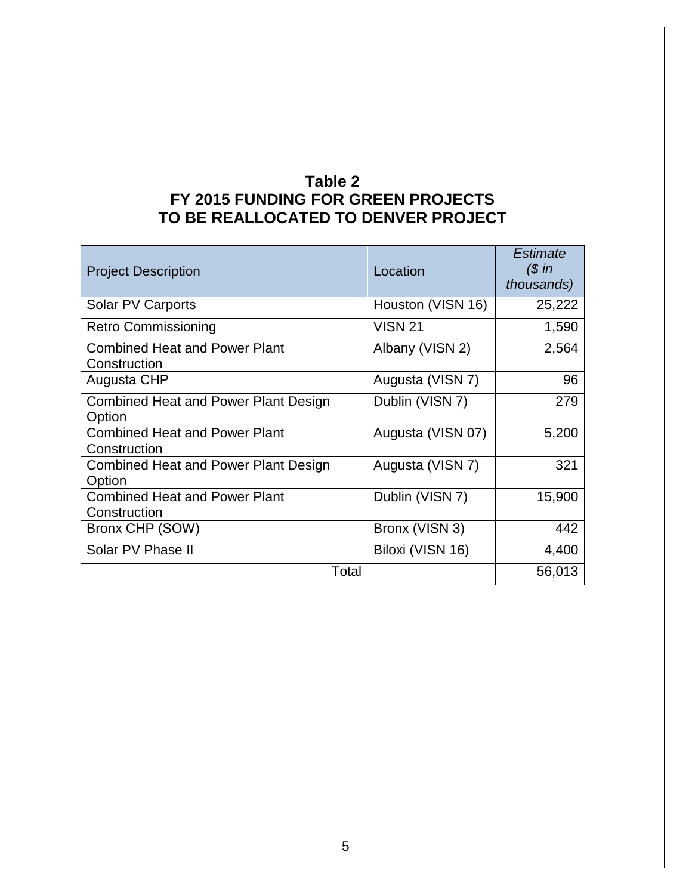## Table 2
## FY 2015 FUNDING FOR GREEN PROJECTS TO BE REALLOCATED TO DENVER PROJECT

| Project Description | Location | *Estimate ($ in thousands)* |
|---|---|---:|
| Solar PV Carports | Houston (VISN 16) | 25,222 |
| Retro Commissioning | VISN 21 | 1,590 |
| Combined Heat and Power Plant Construction | Albany (VISN 2) | 2,564 |
| Augusta CHP | Augusta (VISN 7) | 96 |
| Combined Heat and Power Plant Design Option | Dublin (VISN 7) | 279 |
| Combined Heat and Power Plant Construction | Augusta (VISN 07) | 5,200 |
| Combined Heat and Power Plant Design Option | Augusta (VISN 7) | 321 |
| Combined Heat and Power Plant Construction | Dublin (VISN 7) | 15,900 |
| Bronx CHP (SOW) | Bronx (VISN 3) | 442 |
| Solar PV Phase II | Biloxi (VISN 16) | 4,400 |
| Total | | 56,013 |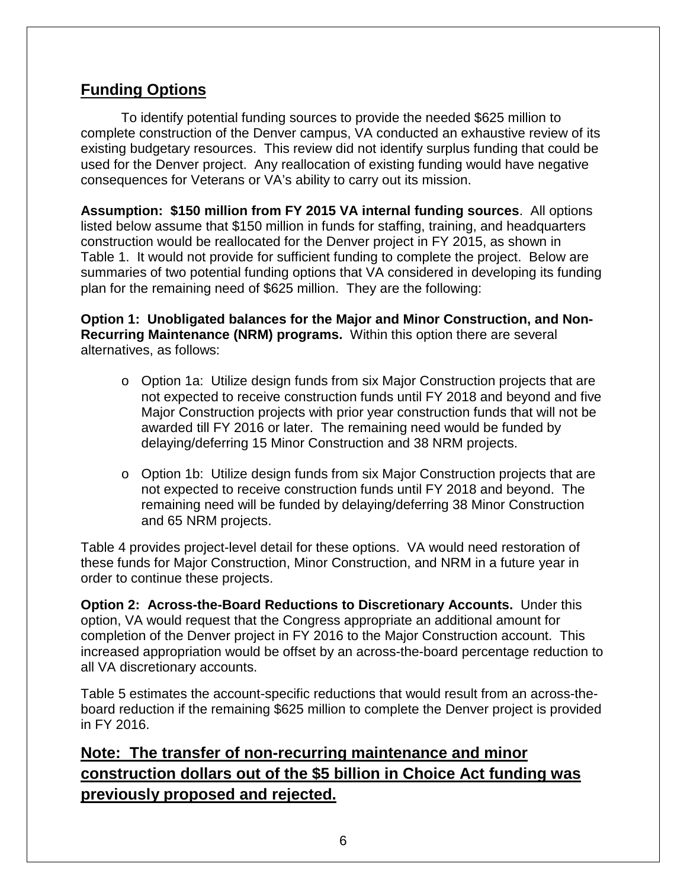## Funding Options

To identify potential funding sources to provide the needed \$625 million to complete construction of the Denver campus, VA conducted an exhaustive review of its existing budgetary resources. This review did not identify surplus funding that could be used for the Denver project. Any reallocation of existing funding would have negative consequences for Veterans or VA's ability to carry out its mission.

**Assumption: \$150 million from FY 2015 VA internal funding sources**. All options listed below assume that \$150 million in funds for staffing, training, and headquarters construction would be reallocated for the Denver project in FY 2015, as shown in Table 1. It would not provide for sufficient funding to complete the project. Below are summaries of two potential funding options that VA considered in developing its funding plan for the remaining need of \$625 million. They are the following:

**Option 1: Unobligated balances for the Major and Minor Construction, and Non-Recurring Maintenance (NRM) programs.** Within this option there are several alternatives, as follows:

- Option 1a: Utilize design funds from six Major Construction projects that are not expected to receive construction funds until FY 2018 and beyond and five Major Construction projects with prior year construction funds that will not be awarded till FY 2016 or later. The remaining need would be funded by delaying/deferring 15 Minor Construction and 38 NRM projects.
- Option 1b: Utilize design funds from six Major Construction projects that are not expected to receive construction funds until FY 2018 and beyond. The remaining need will be funded by delaying/deferring 38 Minor Construction and 65 NRM projects.

Table 4 provides project-level detail for these options. VA would need restoration of these funds for Major Construction, Minor Construction, and NRM in a future year in order to continue these projects.

**Option 2: Across-the-Board Reductions to Discretionary Accounts.** Under this option, VA would request that the Congress appropriate an additional amount for completion of the Denver project in FY 2016 to the Major Construction account. This increased appropriation would be offset by an across-the-board percentage reduction to all VA discretionary accounts.

Table 5 estimates the account-specific reductions that would result from an across-the-board reduction if the remaining \$625 million to complete the Denver project is provided in FY 2016.

## Note: The transfer of non-recurring maintenance and minor construction dollars out of the \$5 billion in Choice Act funding was previously proposed and rejected.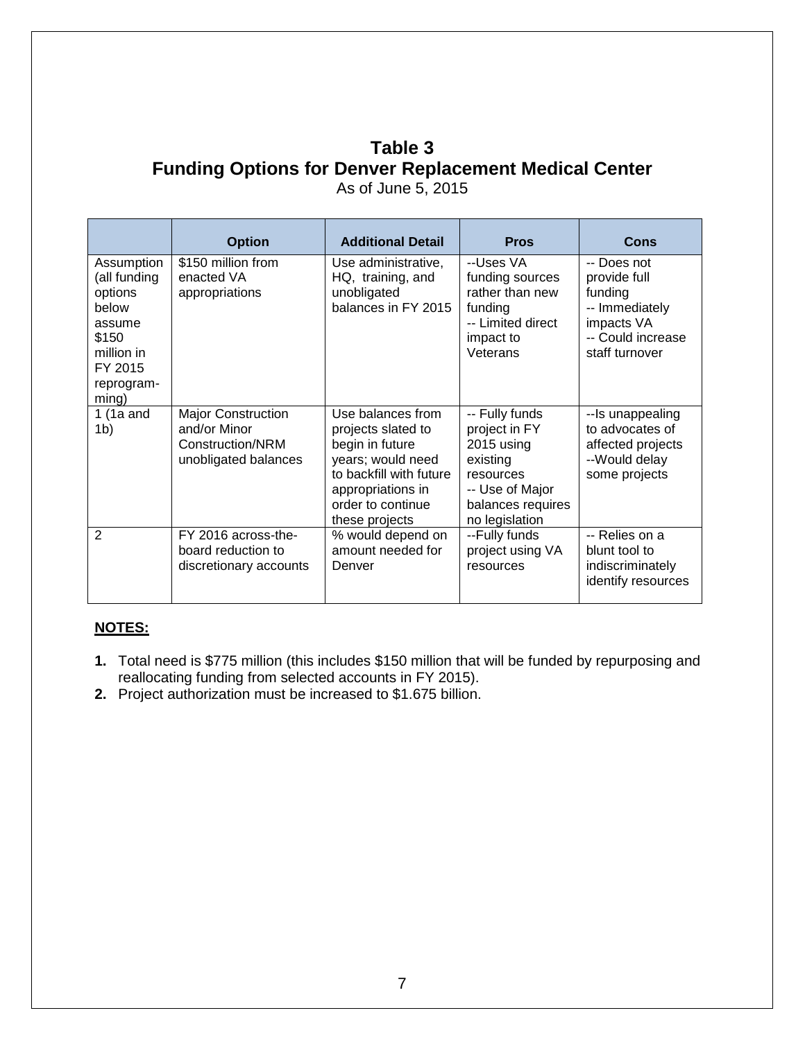## Table 3
## Funding Options for Denver Replacement Medical Center

As of June 5, 2015

| | Option | Additional Detail | Pros | Cons |
|---|---|---|---|---|
| Assumption (all funding options below assume $150 million in FY 2015 reprogram-ming) | $150 million from enacted VA appropriations | Use administrative, HQ, training, and unobligated balances in FY 2015 | --Uses VA funding sources rather than new funding<br>-- Limited direct impact to Veterans | -- Does not provide full funding<br>-- Immediately impacts VA<br>-- Could increase staff turnover |
| 1 (1a and 1b) | Major Construction and/or Minor Construction/NRM unobligated balances | Use balances from projects slated to begin in future years; would need to backfill with future appropriations in order to continue these projects | -- Fully funds project in FY 2015 using existing resources<br>-- Use of Major balances requires no legislation | --Is unappealing to advocates of affected projects<br>--Would delay some projects |
| 2 | FY 2016 across-the-board reduction to discretionary accounts | % would depend on amount needed for Denver | --Fully funds project using VA resources | -- Relies on a blunt tool to indiscriminately identify resources |

**NOTES:**

1. Total need is $775 million (this includes $150 million that will be funded by repurposing and reallocating funding from selected accounts in FY 2015).
2. Project authorization must be increased to $1.675 billion.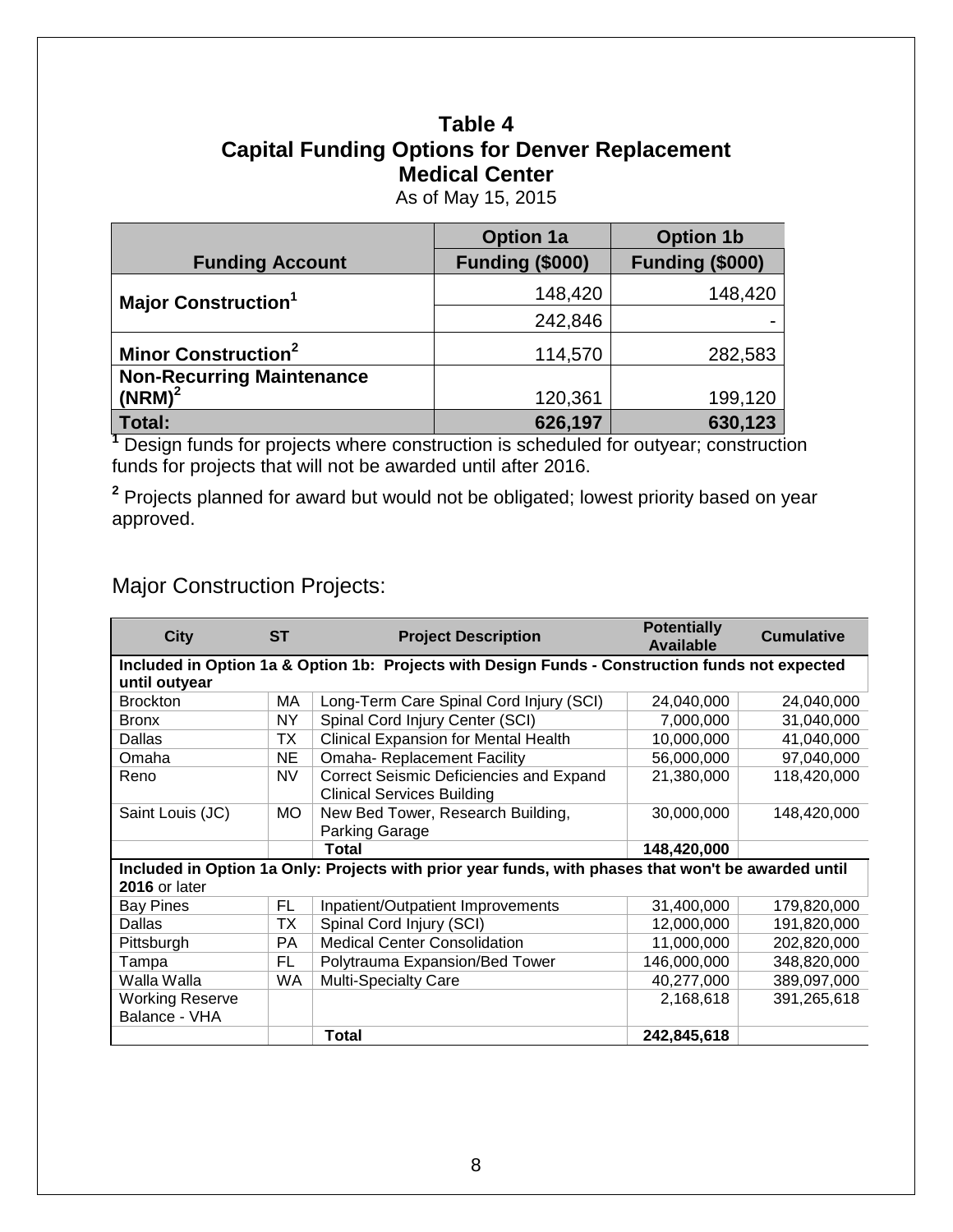# Table 4
## Capital Funding Options for Denver Replacement Medical Center

As of May 15, 2015

| Funding Account | Option 1a Funding ($000) | Option 1b Funding ($000) |
|---|---|---|
| **Major Construction**[1] | 148,420 | 148,420 |
| | 242,846 | - |
| **Minor Construction**[2] | 114,570 | 282,583 |
| **Non-Recurring Maintenance (NRM)**[2] | 120,361 | 199,120 |
| **Total:** | **626,197** | **630,123** |

[1] Design funds for projects where construction is scheduled for outyear; construction funds for projects that will not be awarded until after 2016.

[2] Projects planned for award but would not be obligated; lowest priority based on year approved.

Major Construction Projects:

| City | ST | Project Description | Potentially Available | Cumulative |
|---|---|---|---|---|
| **Included in Option 1a & Option 1b: Projects with Design Funds - Construction funds not expected until outyear** | | | | |
| Brockton | MA | Long-Term Care Spinal Cord Injury (SCI) | 24,040,000 | 24,040,000 |
| Bronx | NY | Spinal Cord Injury Center (SCI) | 7,000,000 | 31,040,000 |
| Dallas | TX | Clinical Expansion for Mental Health | 10,000,000 | 41,040,000 |
| Omaha | NE | Omaha- Replacement Facility | 56,000,000 | 97,040,000 |
| Reno | NV | Correct Seismic Deficiencies and Expand Clinical Services Building | 21,380,000 | 118,420,000 |
| Saint Louis (JC) | MO | New Bed Tower, Research Building, Parking Garage | 30,000,000 | 148,420,000 |
| | | **Total** | **148,420,000** | |
| **Included in Option 1a Only: Projects with prior year funds, with phases that won't be awarded until 2016** or later | | | | |
| Bay Pines | FL | Inpatient/Outpatient Improvements | 31,400,000 | 179,820,000 |
| Dallas | TX | Spinal Cord Injury (SCI) | 12,000,000 | 191,820,000 |
| Pittsburgh | PA | Medical Center Consolidation | 11,000,000 | 202,820,000 |
| Tampa | FL | Polytrauma Expansion/Bed Tower | 146,000,000 | 348,820,000 |
| Walla Walla | WA | Multi-Specialty Care | 40,277,000 | 389,097,000 |
| Working Reserve Balance - VHA | | | 2,168,618 | 391,265,618 |
| | | **Total** | **242,845,618** | |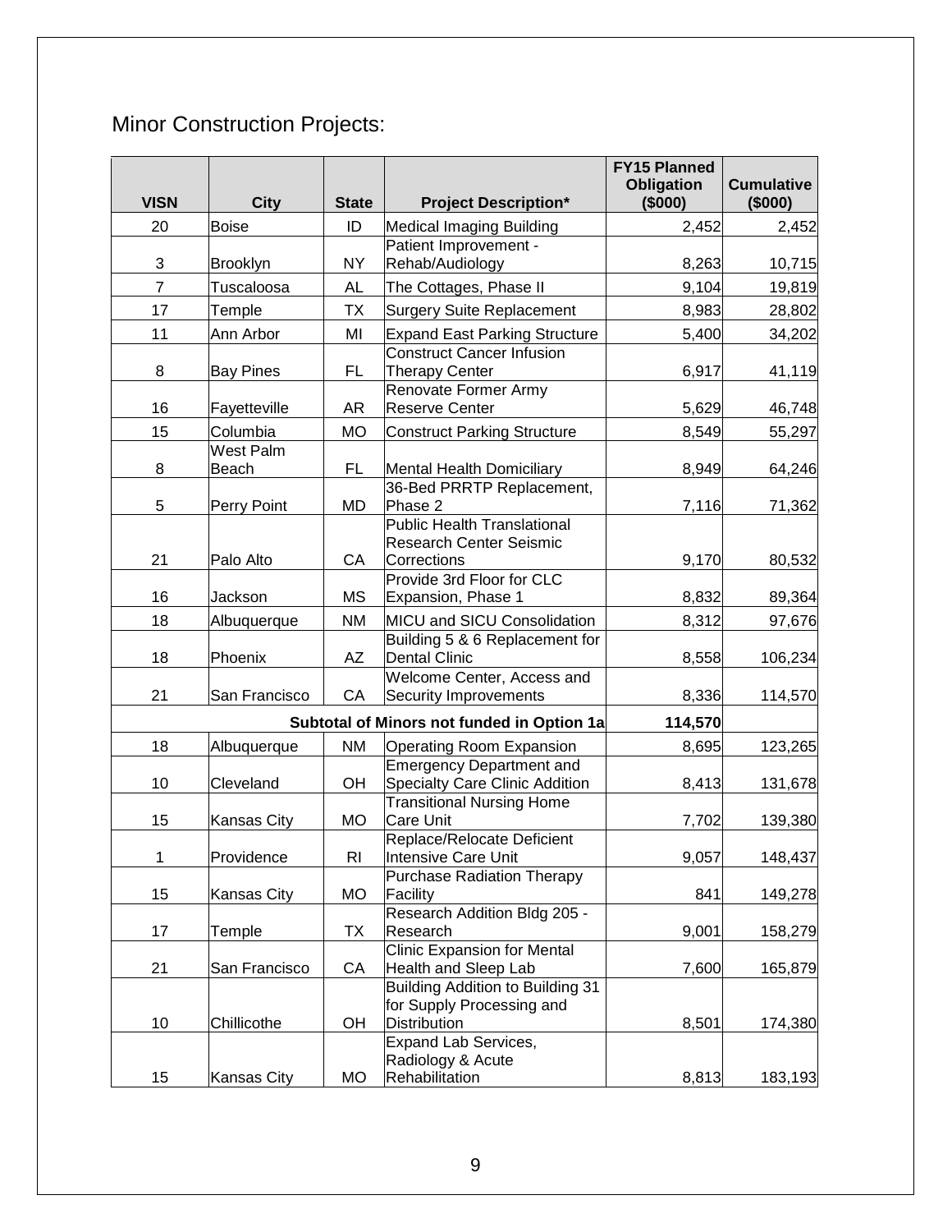## Minor Construction Projects:

| VISN | City | State | Project Description* | FY15 Planned Obligation ($000) | Cumulative ($000) |
|---|---|---|---|---|---|
| 20 | Boise | ID | Medical Imaging Building | 2,452 | 2,452 |
| 3 | Brooklyn | NY | Patient Improvement - Rehab/Audiology | 8,263 | 10,715 |
| 7 | Tuscaloosa | AL | The Cottages, Phase II | 9,104 | 19,819 |
| 17 | Temple | TX | Surgery Suite Replacement | 8,983 | 28,802 |
| 11 | Ann Arbor | MI | Expand East Parking Structure | 5,400 | 34,202 |
| 8 | Bay Pines | FL | Construct Cancer Infusion Therapy Center | 6,917 | 41,119 |
| 16 | Fayetteville | AR | Renovate Former Army Reserve Center | 5,629 | 46,748 |
| 15 | Columbia | MO | Construct Parking Structure | 8,549 | 55,297 |
| 8 | West Palm Beach | FL | Mental Health Domiciliary | 8,949 | 64,246 |
| 5 | Perry Point | MD | 36-Bed PRRTP Replacement, Phase 2 | 7,116 | 71,362 |
| 21 | Palo Alto | CA | Public Health Translational Research Center Seismic Corrections | 9,170 | 80,532 |
| 16 | Jackson | MS | Provide 3rd Floor for CLC Expansion, Phase 1 | 8,832 | 89,364 |
| 18 | Albuquerque | NM | MICU and SICU Consolidation | 8,312 | 97,676 |
| 18 | Phoenix | AZ | Building 5 & 6 Replacement for Dental Clinic | 8,558 | 106,234 |
| 21 | San Francisco | CA | Welcome Center, Access and Security Improvements | 8,336 | 114,570 |
| | | | **Subtotal of Minors not funded in Option 1a** | **114,570** | |
| 18 | Albuquerque | NM | Operating Room Expansion | 8,695 | 123,265 |
| 10 | Cleveland | OH | Emergency Department and Specialty Care Clinic Addition | 8,413 | 131,678 |
| 15 | Kansas City | MO | Transitional Nursing Home Care Unit | 7,702 | 139,380 |
| 1 | Providence | RI | Replace/Relocate Deficient Intensive Care Unit | 9,057 | 148,437 |
| 15 | Kansas City | MO | Purchase Radiation Therapy Facility | 841 | 149,278 |
| 17 | Temple | TX | Research Addition Bldg 205 - Research | 9,001 | 158,279 |
| 21 | San Francisco | CA | Clinic Expansion for Mental Health and Sleep Lab | 7,600 | 165,879 |
| 10 | Chillicothe | OH | Building Addition to Building 31 for Supply Processing and Distribution | 8,501 | 174,380 |
| 15 | Kansas City | MO | Expand Lab Services, Radiology & Acute Rehabilitation | 8,813 | 183,193 |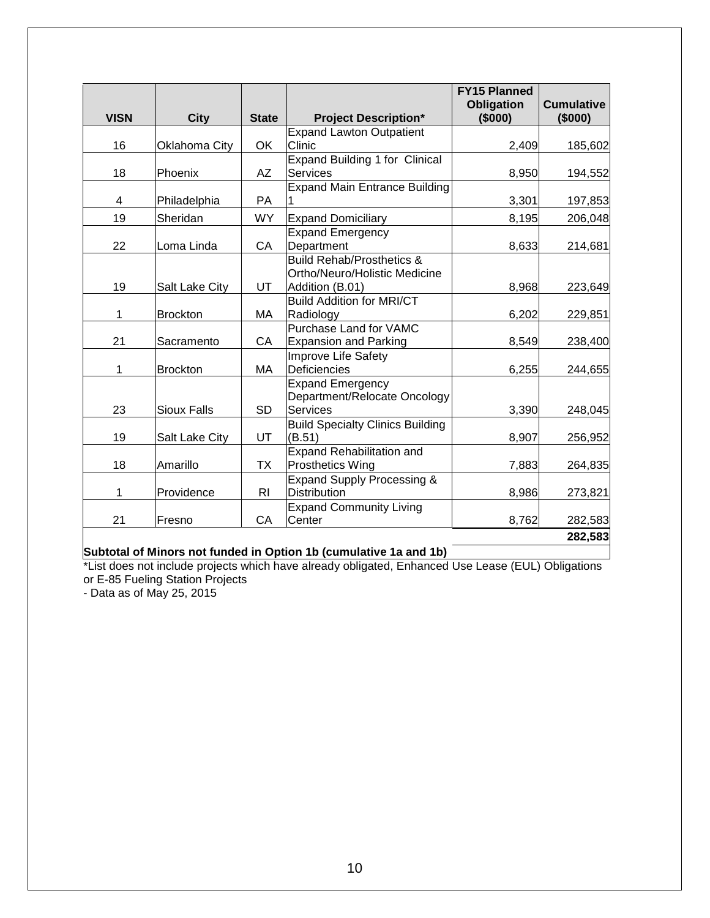| VISN | City | State | Project Description* | FY15 Planned Obligation ($000) | Cumulative ($000) |
|---|---|---|---|---|---|
| 16 | Oklahoma City | OK | Expand Lawton Outpatient Clinic | 2,409 | 185,602 |
| 18 | Phoenix | AZ | Expand Building 1 for Clinical Services | 8,950 | 194,552 |
| 4 | Philadelphia | PA | Expand Main Entrance Building 1 | 3,301 | 197,853 |
| 19 | Sheridan | WY | Expand Domiciliary | 8,195 | 206,048 |
| 22 | Loma Linda | CA | Expand Emergency Department | 8,633 | 214,681 |
| 19 | Salt Lake City | UT | Build Rehab/Prosthetics & Ortho/Neuro/Holistic Medicine Addition (B.01) | 8,968 | 223,649 |
| 1 | Brockton | MA | Build Addition for MRI/CT Radiology | 6,202 | 229,851 |
| 21 | Sacramento | CA | Purchase Land for VAMC Expansion and Parking | 8,549 | 238,400 |
| 1 | Brockton | MA | Improve Life Safety Deficiencies | 6,255 | 244,655 |
| 23 | Sioux Falls | SD | Expand Emergency Department/Relocate Oncology Services | 3,390 | 248,045 |
| 19 | Salt Lake City | UT | Build Specialty Clinics Building (B.51) | 8,907 | 256,952 |
| 18 | Amarillo | TX | Expand Rehabilitation and Prosthetics Wing | 7,883 | 264,835 |
| 1 | Providence | RI | Expand Supply Processing & Distribution | 8,986 | 273,821 |
| 21 | Fresno | CA | Expand Community Living Center | 8,762 | 282,583 |
| **Subtotal of Minors not funded in Option 1b (cumulative 1a and 1b)** | | | | | **282,583** |

*List does not include projects which have already obligated, Enhanced Use Lease (EUL) Obligations or E-85 Fueling Station Projects

- Data as of May 25, 2015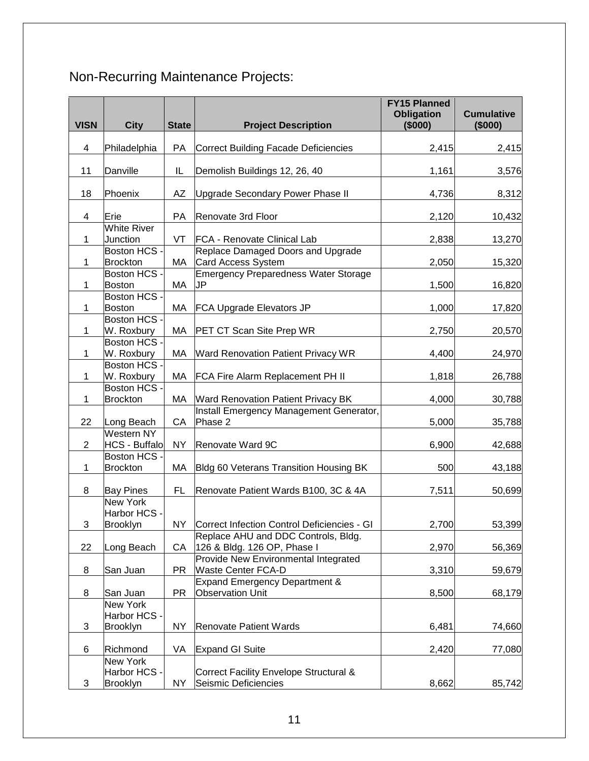## Non-Recurring Maintenance Projects:

| VISN | City | State | Project Description | FY15 Planned Obligation ($000) | Cumulative ($000) |
|---|---|---|---|---|---|
| 4 | Philadelphia | PA | Correct Building Facade Deficiencies | 2,415 | 2,415 |
| 11 | Danville | IL | Demolish Buildings 12, 26, 40 | 1,161 | 3,576 |
| 18 | Phoenix | AZ | Upgrade Secondary Power Phase II | 4,736 | 8,312 |
| 4 | Erie | PA | Renovate 3rd Floor | 2,120 | 10,432 |
| 1 | White River Junction | VT | FCA - Renovate Clinical Lab | 2,838 | 13,270 |
| 1 | Boston HCS - Brockton | MA | Replace Damaged Doors and Upgrade Card Access System | 2,050 | 15,320 |
| 1 | Boston HCS - Boston | MA | Emergency Preparedness Water Storage JP | 1,500 | 16,820 |
| 1 | Boston HCS - Boston | MA | FCA Upgrade Elevators JP | 1,000 | 17,820 |
| 1 | Boston HCS - W. Roxbury | MA | PET CT Scan Site Prep WR | 2,750 | 20,570 |
| 1 | Boston HCS - W. Roxbury | MA | Ward Renovation Patient Privacy WR | 4,400 | 24,970 |
| 1 | Boston HCS - W. Roxbury | MA | FCA Fire Alarm Replacement PH II | 1,818 | 26,788 |
| 1 | Boston HCS - Brockton | MA | Ward Renovation Patient Privacy BK | 4,000 | 30,788 |
| 22 | Long Beach | CA | Install Emergency Management Generator, Phase 2 | 5,000 | 35,788 |
| 2 | Western NY HCS - Buffalo | NY | Renovate Ward 9C | 6,900 | 42,688 |
| 1 | Boston HCS - Brockton | MA | Bldg 60 Veterans Transition Housing BK | 500 | 43,188 |
| 8 | Bay Pines | FL | Renovate Patient Wards B100, 3C & 4A | 7,511 | 50,699 |
| 3 | New York Harbor HCS - Brooklyn | NY | Correct Infection Control Deficiencies - GI | 2,700 | 53,399 |
| 22 | Long Beach | CA | Replace AHU and DDC Controls, Bldg. 126 & Bldg. 126 OP, Phase I | 2,970 | 56,369 |
| 8 | San Juan | PR | Provide New Environmental Integrated Waste Center FCA-D | 3,310 | 59,679 |
| 8 | San Juan | PR | Expand Emergency Department & Observation Unit | 8,500 | 68,179 |
| 3 | New York Harbor HCS - Brooklyn | NY | Renovate Patient Wards | 6,481 | 74,660 |
| 6 | Richmond | VA | Expand GI Suite | 2,420 | 77,080 |
| 3 | New York Harbor HCS - Brooklyn | NY | Correct Facility Envelope Structural & Seismic Deficiencies | 8,662 | 85,742 |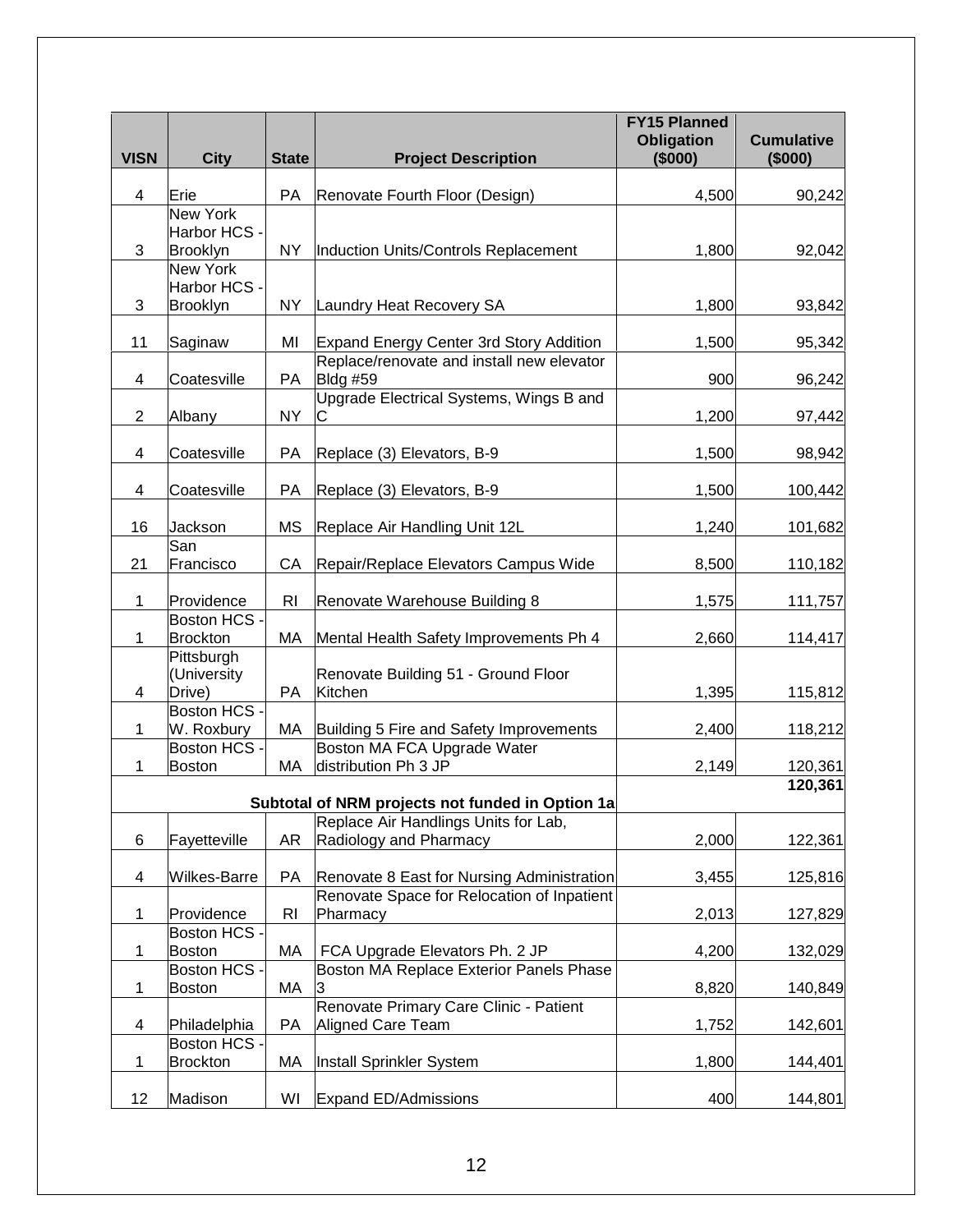| VISN | City | State | Project Description | FY15 Planned Obligation ($000) | Cumulative ($000) |
|---|---|---|---|---|---|
| 4 | Erie | PA | Renovate Fourth Floor (Design) | 4,500 | 90,242 |
| 3 | New York Harbor HCS - Brooklyn | NY | Induction Units/Controls Replacement | 1,800 | 92,042 |
| 3 | New York Harbor HCS - Brooklyn | NY | Laundry Heat Recovery SA | 1,800 | 93,842 |
| 11 | Saginaw | MI | Expand Energy Center 3rd Story Addition | 1,500 | 95,342 |
| 4 | Coatesville | PA | Replace/renovate and install new elevator Bldg #59 | 900 | 96,242 |
| 2 | Albany | NY | Upgrade Electrical Systems, Wings B and C | 1,200 | 97,442 |
| 4 | Coatesville | PA | Replace (3) Elevators, B-9 | 1,500 | 98,942 |
| 4 | Coatesville | PA | Replace (3) Elevators, B-9 | 1,500 | 100,442 |
| 16 | Jackson | MS | Replace Air Handling Unit 12L | 1,240 | 101,682 |
| 21 | San Francisco | CA | Repair/Replace Elevators Campus Wide | 8,500 | 110,182 |
| 1 | Providence | RI | Renovate Warehouse Building 8 | 1,575 | 111,757 |
| 1 | Boston HCS - Brockton | MA | Mental Health Safety Improvements Ph 4 | 2,660 | 114,417 |
| 4 | Pittsburgh (University Drive) | PA | Renovate Building 51 - Ground Floor Kitchen | 1,395 | 115,812 |
| 1 | Boston HCS - W. Roxbury | MA | Building 5 Fire and Safety Improvements | 2,400 | 118,212 |
| 1 | Boston HCS - Boston | MA | Boston MA FCA Upgrade Water distribution Ph 3 JP | 2,149 | 120,361 |
| | | | **Subtotal of NRM projects not funded in Option 1a** | | **120,361** |
| 6 | Fayetteville | AR | Replace Air Handlings Units for Lab, Radiology and Pharmacy | 2,000 | 122,361 |
| 4 | Wilkes-Barre | PA | Renovate 8 East for Nursing Administration | 3,455 | 125,816 |
| 1 | Providence | RI | Renovate Space for Relocation of Inpatient Pharmacy | 2,013 | 127,829 |
| 1 | Boston HCS - Boston | MA | FCA Upgrade Elevators Ph. 2 JP | 4,200 | 132,029 |
| 1 | Boston HCS - Boston | MA | Boston MA Replace Exterior Panels Phase 3 | 8,820 | 140,849 |
| 4 | Philadelphia | PA | Renovate Primary Care Clinic - Patient Aligned Care Team | 1,752 | 142,601 |
| 1 | Boston HCS - Brockton | MA | Install Sprinkler System | 1,800 | 144,401 |
| 12 | Madison | WI | Expand ED/Admissions | 400 | 144,801 |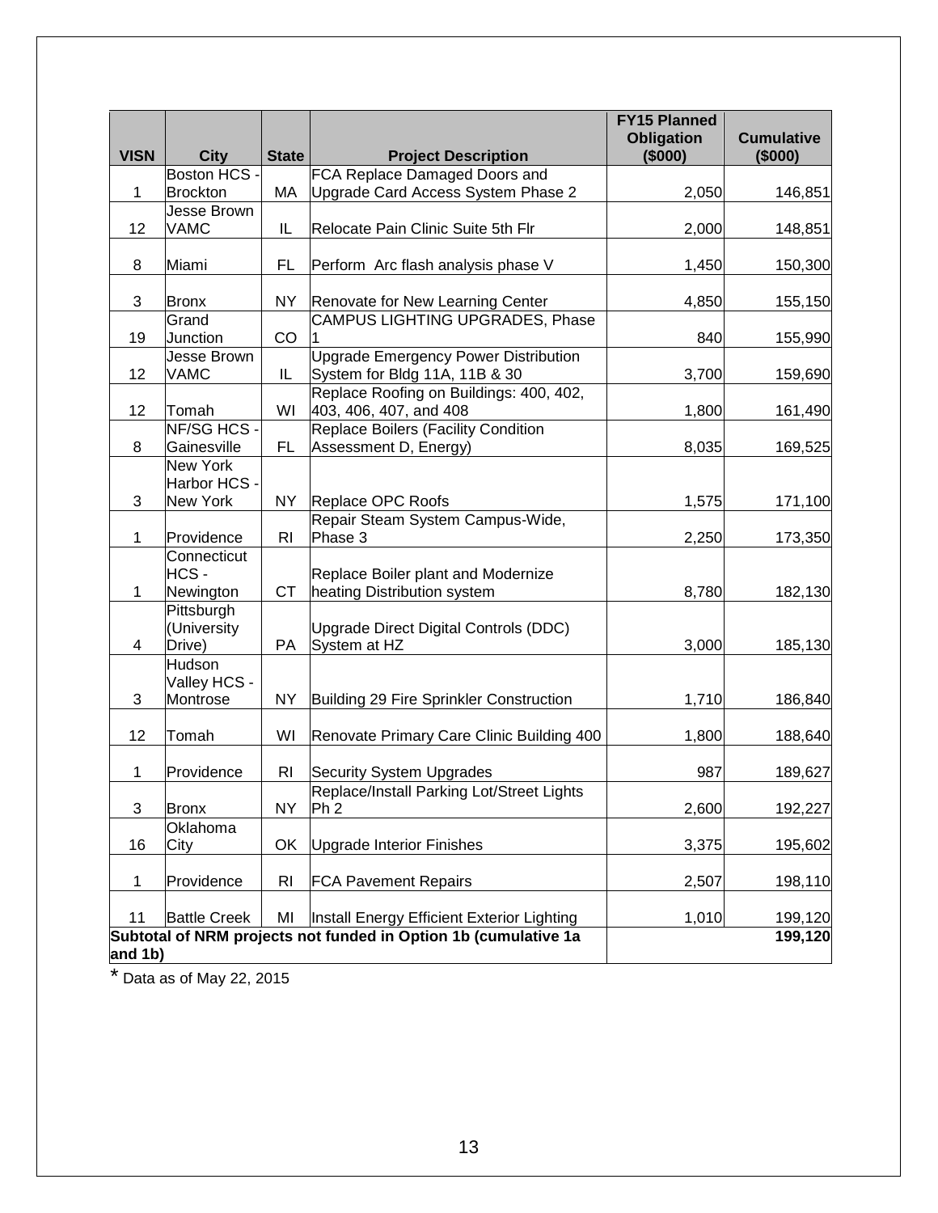| VISN | City | State | Project Description | FY15 Planned Obligation ($000) | Cumulative ($000) |
|---|---|---|---|---|---|
| 1 | Boston HCS - Brockton | MA | FCA Replace Damaged Doors and Upgrade Card Access System Phase 2 | 2,050 | 146,851 |
| 12 | Jesse Brown VAMC | IL | Relocate Pain Clinic Suite 5th Flr | 2,000 | 148,851 |
| 8 | Miami | FL | Perform Arc flash analysis phase V | 1,450 | 150,300 |
| 3 | Bronx | NY | Renovate for New Learning Center | 4,850 | 155,150 |
| 19 | Grand Junction | CO | CAMPUS LIGHTING UPGRADES, Phase 1 | 840 | 155,990 |
| 12 | Jesse Brown VAMC | IL | Upgrade Emergency Power Distribution System for Bldg 11A, 11B & 30 | 3,700 | 159,690 |
| 12 | Tomah | WI | Replace Roofing on Buildings: 400, 402, 403, 406, 407, and 408 | 1,800 | 161,490 |
| 8 | NF/SG HCS - Gainesville | FL | Replace Boilers (Facility Condition Assessment D, Energy) | 8,035 | 169,525 |
| 3 | New York Harbor HCS - New York | NY | Replace OPC Roofs | 1,575 | 171,100 |
| 1 | Providence | RI | Repair Steam System Campus-Wide, Phase 3 | 2,250 | 173,350 |
| 1 | Connecticut HCS - Newington | CT | Replace Boiler plant and Modernize heating Distribution system | 8,780 | 182,130 |
| 4 | Pittsburgh (University Drive) | PA | Upgrade Direct Digital Controls (DDC) System at HZ | 3,000 | 185,130 |
| 3 | Hudson Valley HCS - Montrose | NY | Building 29 Fire Sprinkler Construction | 1,710 | 186,840 |
| 12 | Tomah | WI | Renovate Primary Care Clinic Building 400 | 1,800 | 188,640 |
| 1 | Providence | RI | Security System Upgrades | 987 | 189,627 |
| 3 | Bronx | NY | Replace/Install Parking Lot/Street Lights Ph 2 | 2,600 | 192,227 |
| 16 | Oklahoma City | OK | Upgrade Interior Finishes | 3,375 | 195,602 |
| 1 | Providence | RI | FCA Pavement Repairs | 2,507 | 198,110 |
| 11 | Battle Creek | MI | Install Energy Efficient Exterior Lighting | 1,010 | 199,120 |
| **Subtotal of NRM projects not funded in Option 1b (cumulative 1a and 1b)** | | | | | **199,120** |

* Data as of May 22, 2015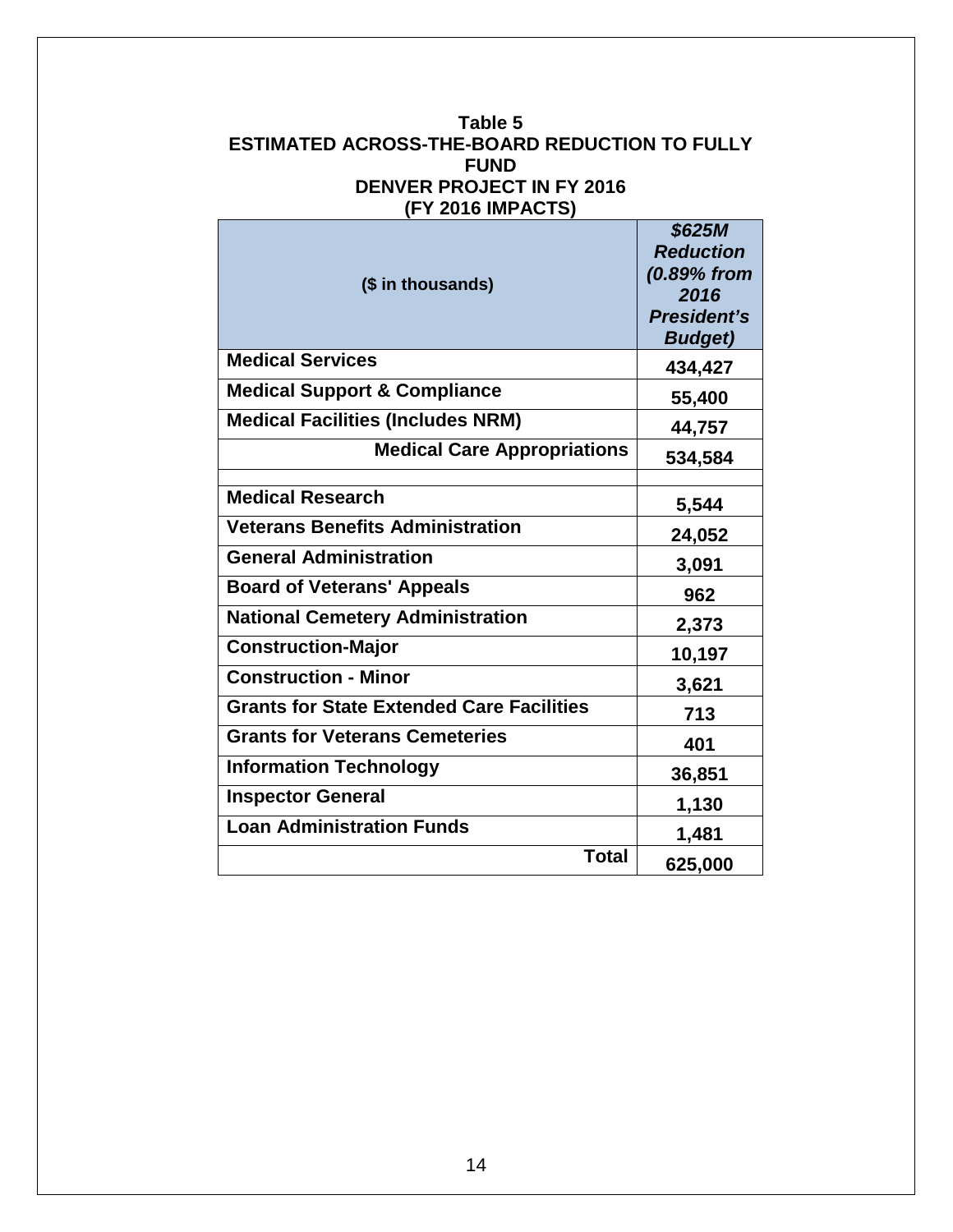**Table 5**
**ESTIMATED ACROSS-THE-BOARD REDUCTION TO FULLY FUND DENVER PROJECT IN FY 2016 (FY 2016 IMPACTS)**

| ($ in thousands) | *$625M Reduction (0.89% from 2016 President's Budget)* |
|---|---|
| **Medical Services** | **434,427** |
| **Medical Support & Compliance** | **55,400** |
| **Medical Facilities (Includes NRM)** | **44,757** |
| **Medical Care Appropriations** | **534,584** |
| | |
| **Medical Research** | **5,544** |
| **Veterans Benefits Administration** | **24,052** |
| **General Administration** | **3,091** |
| **Board of Veterans' Appeals** | **962** |
| **National Cemetery Administration** | **2,373** |
| **Construction-Major** | **10,197** |
| **Construction - Minor** | **3,621** |
| **Grants for State Extended Care Facilities** | **713** |
| **Grants for Veterans Cemeteries** | **401** |
| **Information Technology** | **36,851** |
| **Inspector General** | **1,130** |
| **Loan Administration Funds** | **1,481** |
| **Total** | **625,000** |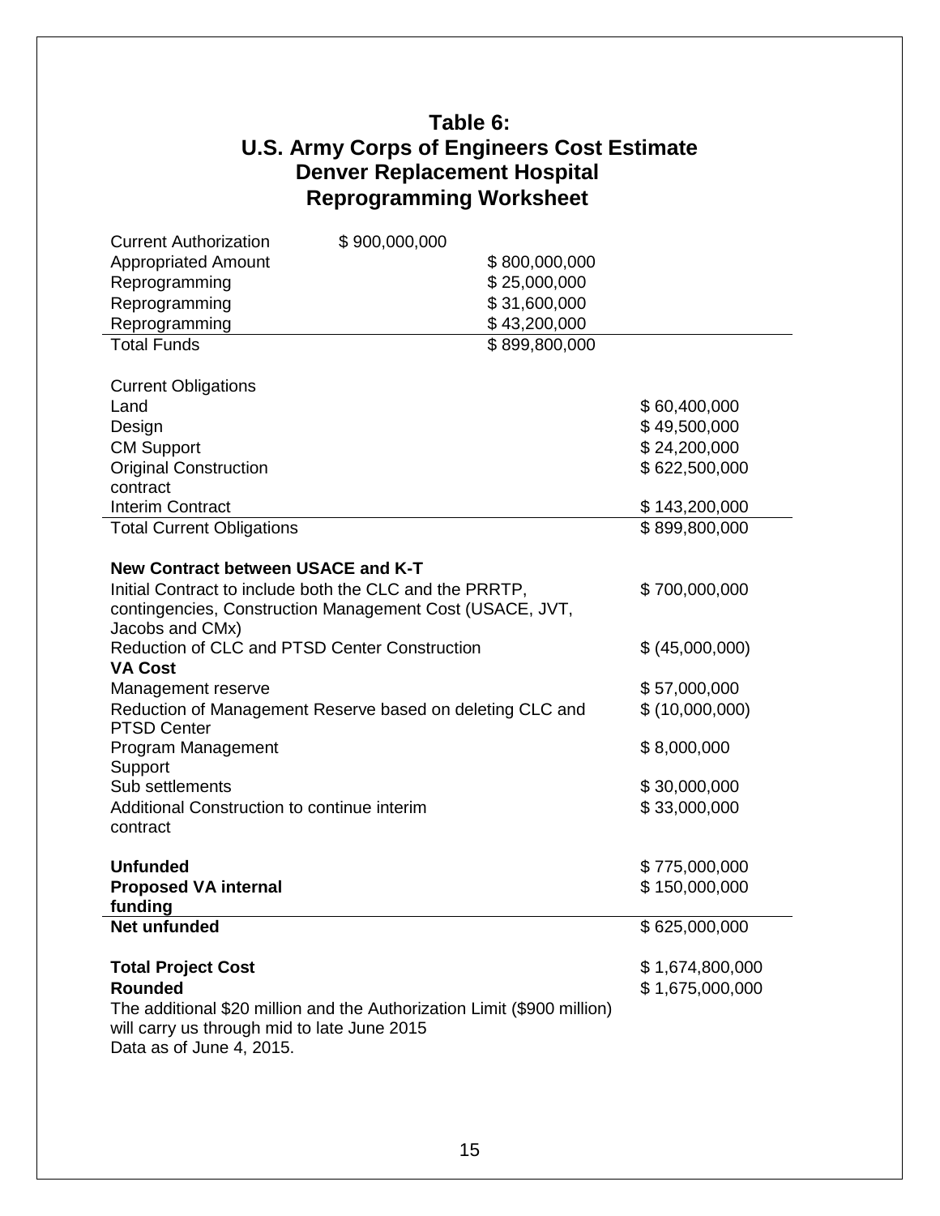# Table 6:
# U.S. Army Corps of Engineers Cost Estimate
## Denver Replacement Hospital
## Reprogramming Worksheet

| | | | |
|---|---|---|---|
| Current Authorization | $ 900,000,000 | | |
| Appropriated Amount | | $ 800,000,000 | |
| Reprogramming | | $ 25,000,000 | |
| Reprogramming | | $ 31,600,000 | |
| Reprogramming | | $ 43,200,000 | |
| Total Funds | | $ 899,800,000 | |
| | | | |
| Current Obligations | | | |
| Land | | | $ 60,400,000 |
| Design | | | $ 49,500,000 |
| CM Support | | | $ 24,200,000 |
| Original Construction contract | | | $ 622,500,000 |
| Interim Contract | | | $ 143,200,000 |
| Total Current Obligations | | | $ 899,800,000 |
| | | | |
| **New Contract between USACE and K-T** | | | |
| Initial Contract to include both the CLC and the PRRTP, contingencies, Construction Management Cost (USACE, JVT, Jacobs and CMx) | | | $ 700,000,000 |
| Reduction of CLC and PTSD Center Construction | | | $ (45,000,000) |
| **VA Cost** | | | |
| Management reserve | | | $ 57,000,000 |
| Reduction of Management Reserve based on deleting CLC and PTSD Center | | | $ (10,000,000) |
| Program Management Support | | | $ 8,000,000 |
| Sub settlements | | | $ 30,000,000 |
| Additional Construction to continue interim contract | | | $ 33,000,000 |
| | | | |
| **Unfunded** | | | $ 775,000,000 |
| **Proposed VA internal funding** | | | $ 150,000,000 |
| **Net unfunded** | | | $ 625,000,000 |
| | | | |
| **Total Project Cost** | | | $ 1,674,800,000 |
| **Rounded** | | | $ 1,675,000,000 |

The additional $20 million and the Authorization Limit ($900 million) will carry us through mid to late June 2015
Data as of June 4, 2015.